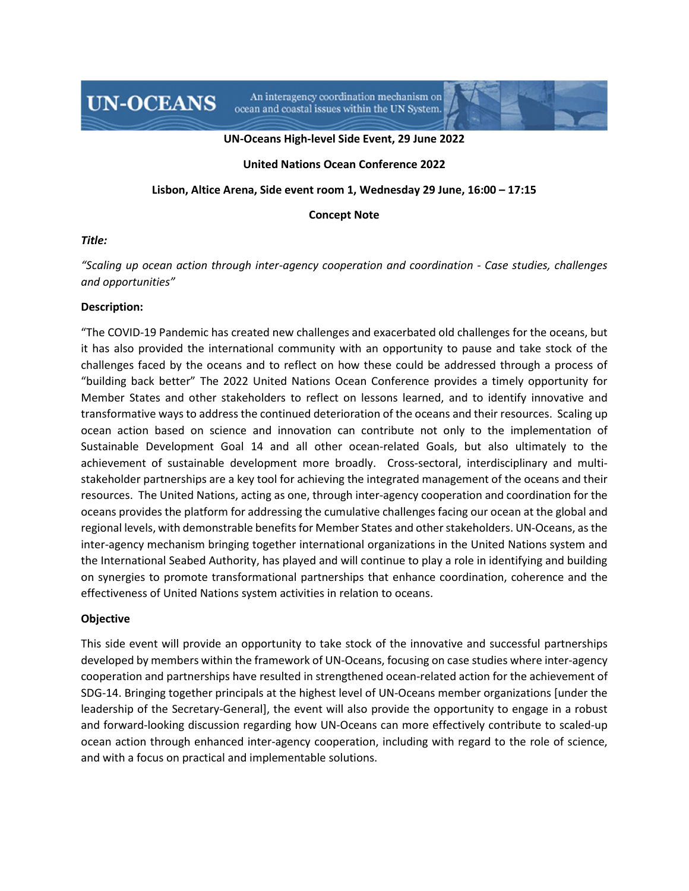UN-OCEANS — An interagency coordination mechanism on ocean and coastal issues within the UN System.

**UN-Oceans High-level Side Event, 29 June 2022**

**United Nations Ocean Conference 2022**

**Lisbon, Altice Arena, Side event room 1, Wednesday 29 June, 16:00 – 17:15**

**Concept Note**

***Title:***

*"Scaling up ocean action through inter-agency cooperation and coordination - Case studies, challenges and opportunities"*

**Description:**

"The COVID-19 Pandemic has created new challenges and exacerbated old challenges for the oceans, but it has also provided the international community with an opportunity to pause and take stock of the challenges faced by the oceans and to reflect on how these could be addressed through a process of "building back better" The 2022 United Nations Ocean Conference provides a timely opportunity for Member States and other stakeholders to reflect on lessons learned, and to identify innovative and transformative ways to address the continued deterioration of the oceans and their resources. Scaling up ocean action based on science and innovation can contribute not only to the implementation of Sustainable Development Goal 14 and all other ocean-related Goals, but also ultimately to the achievement of sustainable development more broadly. Cross-sectoral, interdisciplinary and multi-stakeholder partnerships are a key tool for achieving the integrated management of the oceans and their resources. The United Nations, acting as one, through inter-agency cooperation and coordination for the oceans provides the platform for addressing the cumulative challenges facing our ocean at the global and regional levels, with demonstrable benefits for Member States and other stakeholders. UN-Oceans, as the inter-agency mechanism bringing together international organizations in the United Nations system and the International Seabed Authority, has played and will continue to play a role in identifying and building on synergies to promote transformational partnerships that enhance coordination, coherence and the effectiveness of United Nations system activities in relation to oceans.

**Objective**

This side event will provide an opportunity to take stock of the innovative and successful partnerships developed by members within the framework of UN-Oceans, focusing on case studies where inter-agency cooperation and partnerships have resulted in strengthened ocean-related action for the achievement of SDG-14. Bringing together principals at the highest level of UN-Oceans member organizations [under the leadership of the Secretary-General], the event will also provide the opportunity to engage in a robust and forward-looking discussion regarding how UN-Oceans can more effectively contribute to scaled-up ocean action through enhanced inter-agency cooperation, including with regard to the role of science, and with a focus on practical and implementable solutions.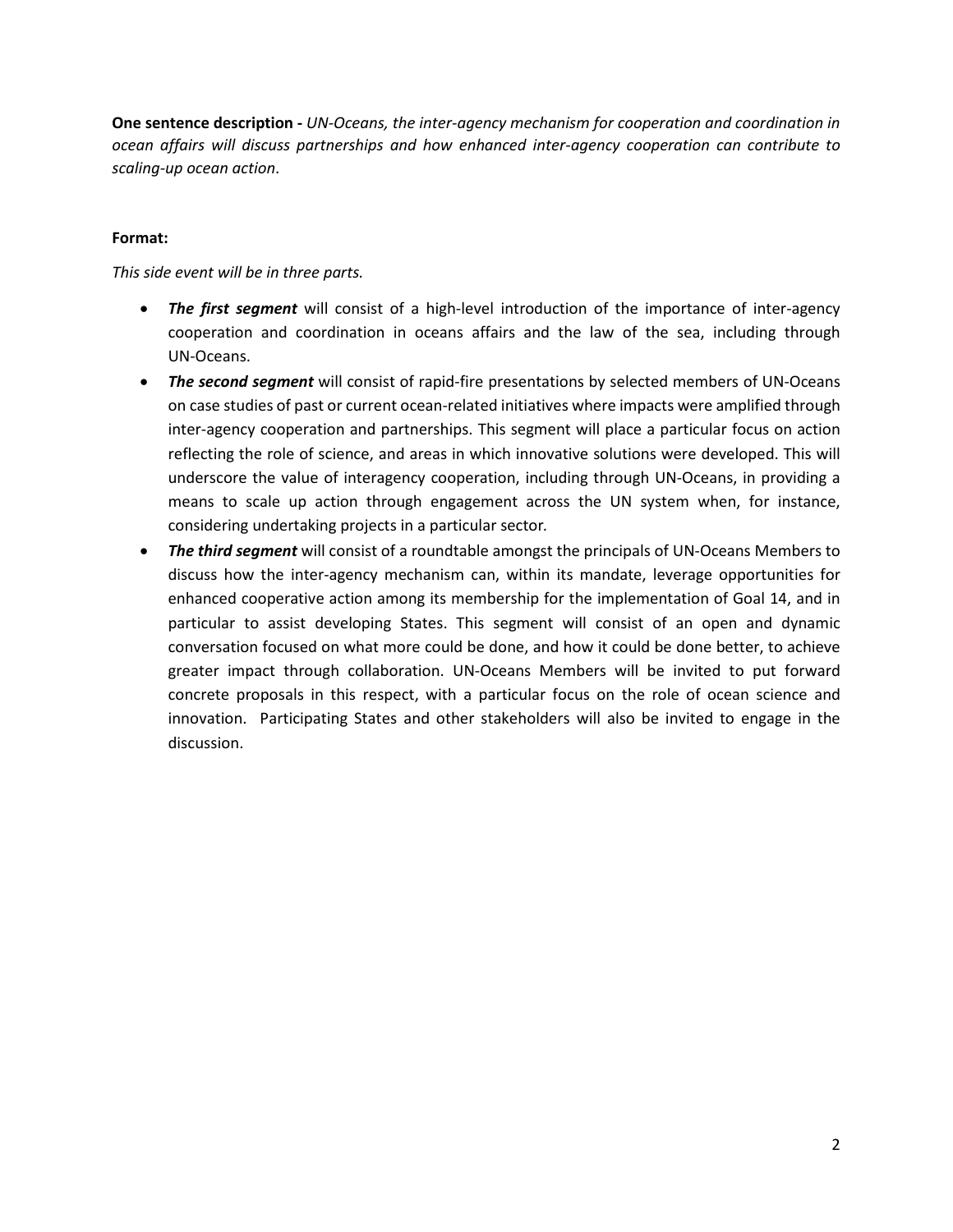**One sentence description -** *UN-Oceans, the inter-agency mechanism for cooperation and coordination in ocean affairs will discuss partnerships and how enhanced inter-agency cooperation can contribute to scaling-up ocean action*.

**Format:**

*This side event will be in three parts.*

- ***The first segment*** will consist of a high-level introduction of the importance of inter-agency cooperation and coordination in oceans affairs and the law of the sea, including through UN-Oceans.
- ***The second segment*** will consist of rapid-fire presentations by selected members of UN-Oceans on case studies of past or current ocean-related initiatives where impacts were amplified through inter-agency cooperation and partnerships. This segment will place a particular focus on action reflecting the role of science, and areas in which innovative solutions were developed. This will underscore the value of interagency cooperation, including through UN-Oceans, in providing a means to scale up action through engagement across the UN system when, for instance, considering undertaking projects in a particular sector.
- ***The third segment*** will consist of a roundtable amongst the principals of UN-Oceans Members to discuss how the inter-agency mechanism can, within its mandate, leverage opportunities for enhanced cooperative action among its membership for the implementation of Goal 14, and in particular to assist developing States. This segment will consist of an open and dynamic conversation focused on what more could be done, and how it could be done better, to achieve greater impact through collaboration. UN-Oceans Members will be invited to put forward concrete proposals in this respect, with a particular focus on the role of ocean science and innovation. Participating States and other stakeholders will also be invited to engage in the discussion.